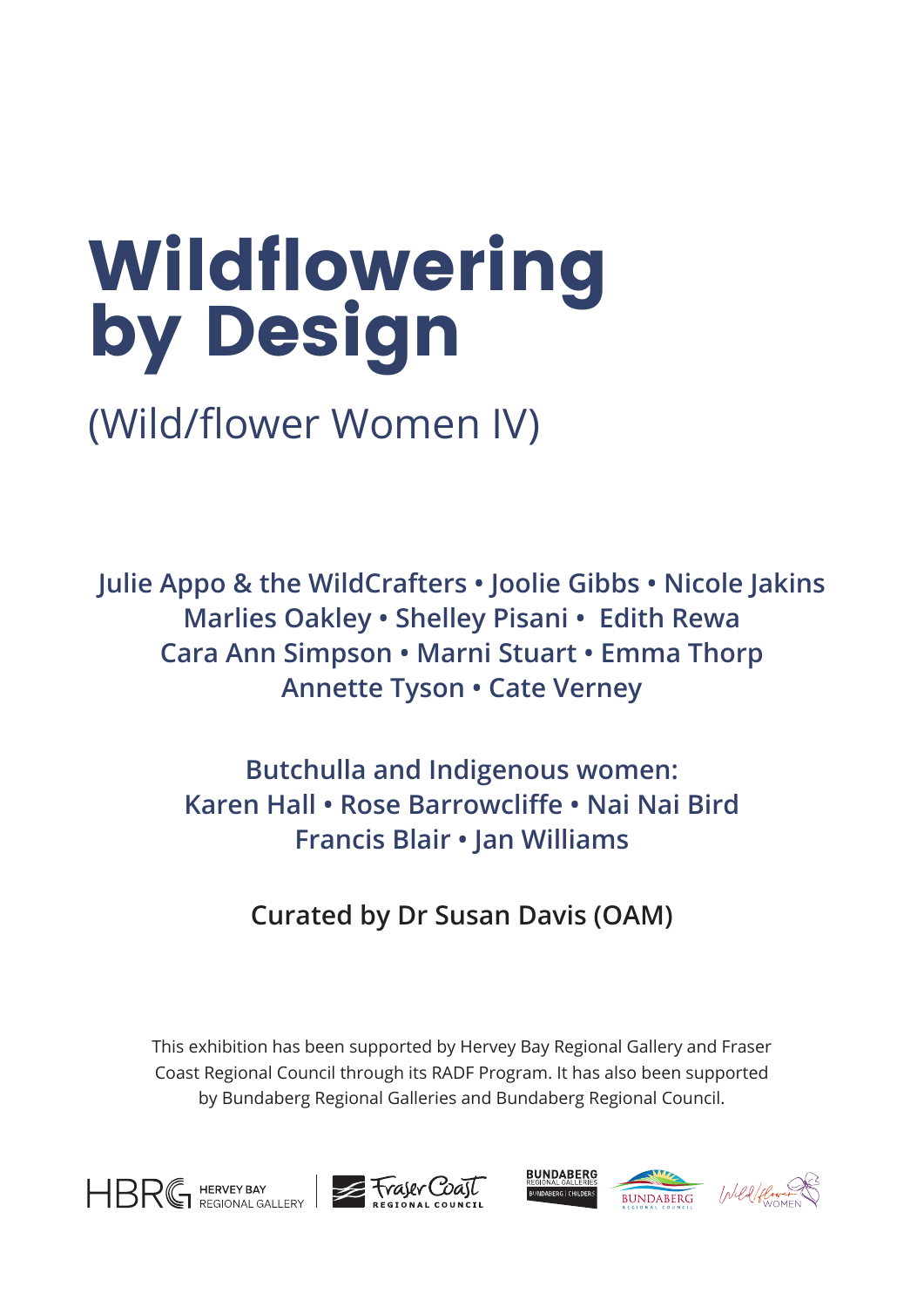# Wildflowering by Design

## (Wild/flower Women IV)

**Julie Appo & the WildCrafters • Joolie Gibbs • Nicole Jakins**
**Marlies Oakley • Shelley Pisani • Edith Rewa**
**Cara Ann Simpson • Marni Stuart • Emma Thorp**
**Annette Tyson • Cate Verney**

**Butchulla and Indigenous women:**
**Karen Hall • Rose Barrowcliffe • Nai Nai Bird**
**Francis Blair • Jan Williams**

**Curated by Dr Susan Davis (OAM)**

This exhibition has been supported by Hervey Bay Regional Gallery and Fraser Coast Regional Council through its RADF Program. It has also been supported by Bundaberg Regional Galleries and Bundaberg Regional Council.

HBRG HERVEY BAY REGIONAL GALLERY | Fraser Coast REGIONAL COUNCIL | BUNDABERG REGIONAL GALLERIES BUNDABERG | CHILDERS | BUNDABERG REGIONAL COUNCIL | Wild/flower WOMEN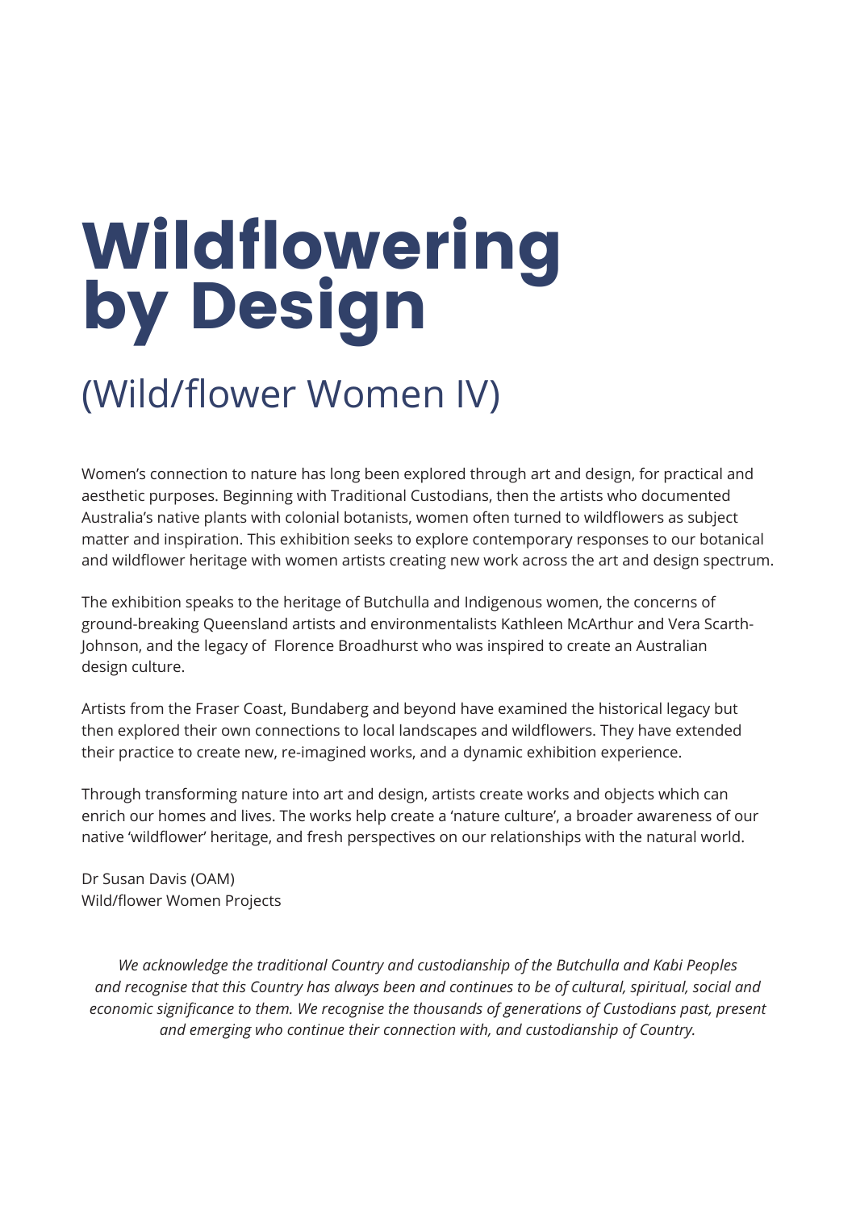# Wildflowering by Design

## (Wild/flower Women IV)

Women's connection to nature has long been explored through art and design, for practical and aesthetic purposes. Beginning with Traditional Custodians, then the artists who documented Australia's native plants with colonial botanists, women often turned to wildflowers as subject matter and inspiration. This exhibition seeks to explore contemporary responses to our botanical and wildflower heritage with women artists creating new work across the art and design spectrum.

The exhibition speaks to the heritage of Butchulla and Indigenous women, the concerns of ground-breaking Queensland artists and environmentalists Kathleen McArthur and Vera Scarth-Johnson, and the legacy of Florence Broadhurst who was inspired to create an Australian design culture.

Artists from the Fraser Coast, Bundaberg and beyond have examined the historical legacy but then explored their own connections to local landscapes and wildflowers. They have extended their practice to create new, re-imagined works, and a dynamic exhibition experience.

Through transforming nature into art and design, artists create works and objects which can enrich our homes and lives. The works help create a 'nature culture', a broader awareness of our native 'wildflower' heritage, and fresh perspectives on our relationships with the natural world.

Dr Susan Davis (OAM)
Wild/flower Women Projects

*We acknowledge the traditional Country and custodianship of the Butchulla and Kabi Peoples and recognise that this Country has always been and continues to be of cultural, spiritual, social and economic significance to them. We recognise the thousands of generations of Custodians past, present and emerging who continue their connection with, and custodianship of Country.*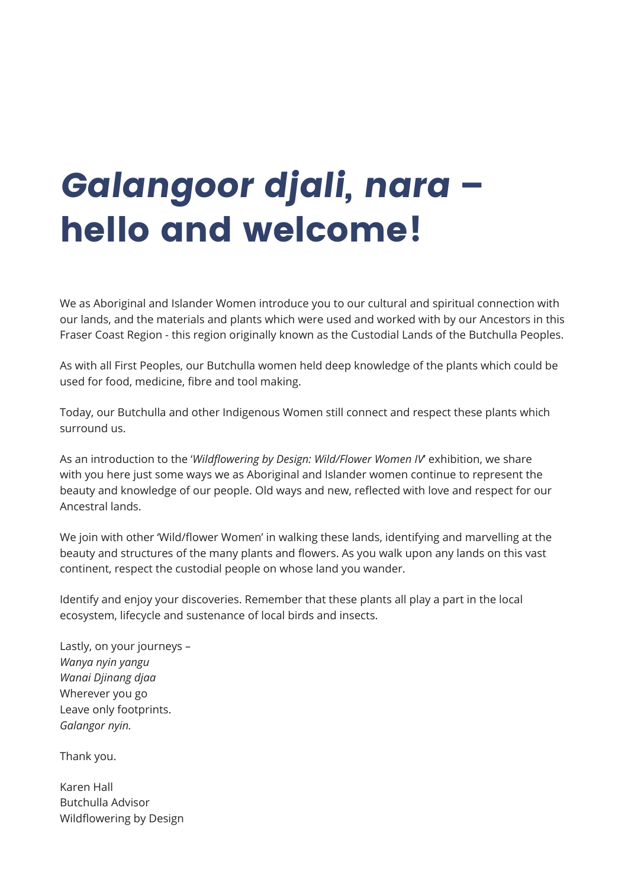# *Galangoor djali, nara –* hello and welcome!

We as Aboriginal and Islander Women introduce you to our cultural and spiritual connection with our lands, and the materials and plants which were used and worked with by our Ancestors in this Fraser Coast Region - this region originally known as the Custodial Lands of the Butchulla Peoples.

As with all First Peoples, our Butchulla women held deep knowledge of the plants which could be used for food, medicine, fibre and tool making.

Today, our Butchulla and other Indigenous Women still connect and respect these plants which surround us.

As an introduction to the '*Wildflowering by Design: Wild/Flower Women IV*' exhibition, we share with you here just some ways we as Aboriginal and Islander women continue to represent the beauty and knowledge of our people. Old ways and new, reflected with love and respect for our Ancestral lands.

We join with other 'Wild/flower Women' in walking these lands, identifying and marvelling at the beauty and structures of the many plants and flowers. As you walk upon any lands on this vast continent, respect the custodial people on whose land you wander.

Identify and enjoy your discoveries. Remember that these plants all play a part in the local ecosystem, lifecycle and sustenance of local birds and insects.

Lastly, on your journeys –  
*Wanya nyin yangu*  
*Wanai Djinang djaa*  
Wherever you go  
Leave only footprints.  
*Galangor nyin.*

Thank you.

Karen Hall  
Butchulla Advisor  
Wildflowering by Design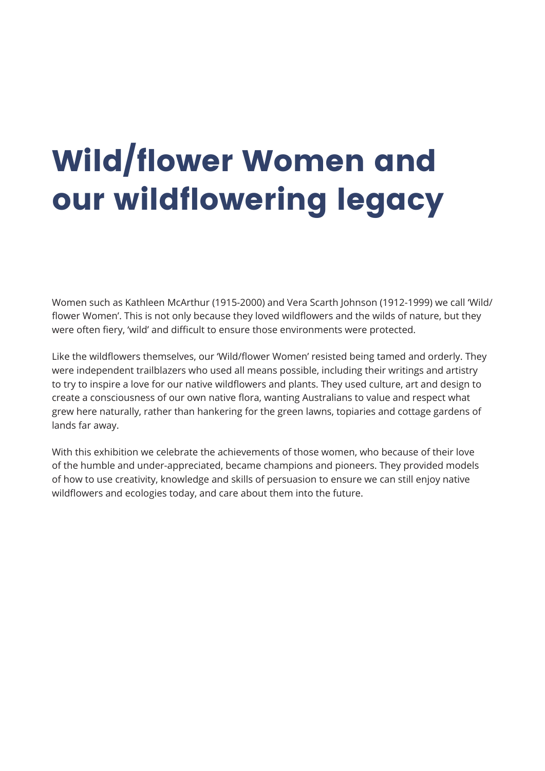# Wild/flower Women and our wildflowering legacy

Women such as Kathleen McArthur (1915-2000) and Vera Scarth Johnson (1912-1999) we call 'Wild/flower Women'. This is not only because they loved wildflowers and the wilds of nature, but they were often fiery, 'wild' and difficult to ensure those environments were protected.

Like the wildflowers themselves, our 'Wild/flower Women' resisted being tamed and orderly. They were independent trailblazers who used all means possible, including their writings and artistry to try to inspire a love for our native wildflowers and plants. They used culture, art and design to create a consciousness of our own native flora, wanting Australians to value and respect what grew here naturally, rather than hankering for the green lawns, topiaries and cottage gardens of lands far away.

With this exhibition we celebrate the achievements of those women, who because of their love of the humble and under-appreciated, became champions and pioneers. They provided models of how to use creativity, knowledge and skills of persuasion to ensure we can still enjoy native wildflowers and ecologies today, and care about them into the future.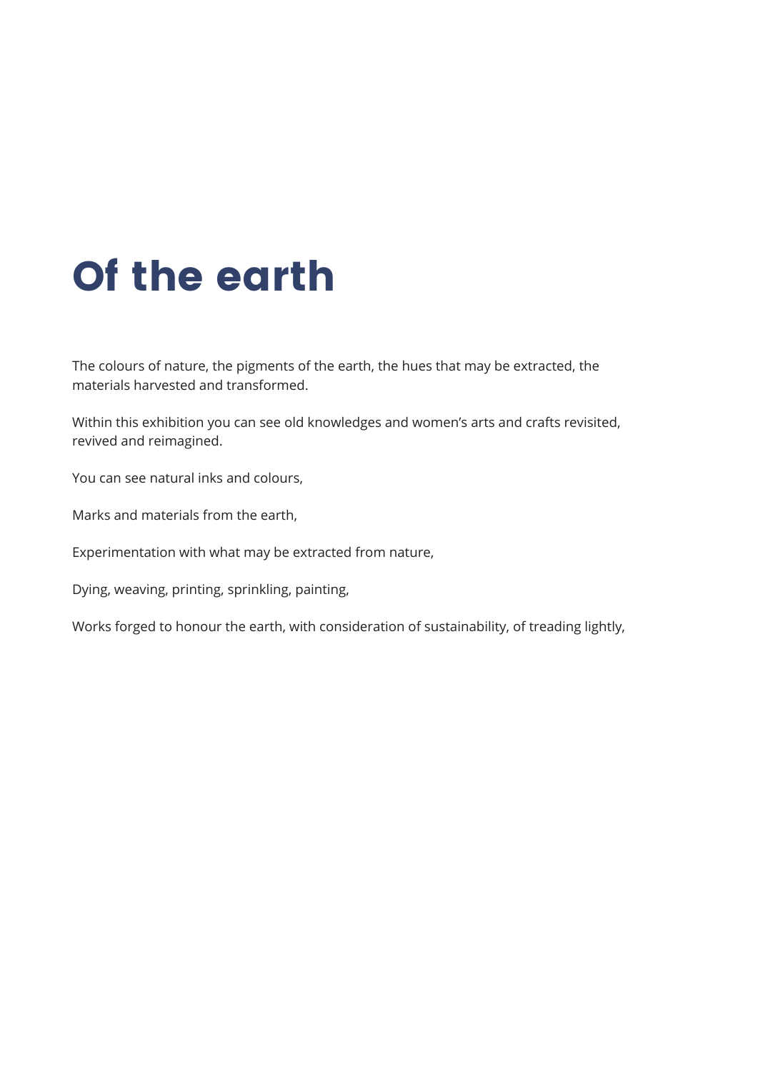# Of the earth

The colours of nature, the pigments of the earth, the hues that may be extracted, the materials harvested and transformed.

Within this exhibition you can see old knowledges and women's arts and crafts revisited, revived and reimagined.

You can see natural inks and colours,

Marks and materials from the earth,

Experimentation with what may be extracted from nature,

Dying, weaving, printing, sprinkling, painting,

Works forged to honour the earth, with consideration of sustainability, of treading lightly,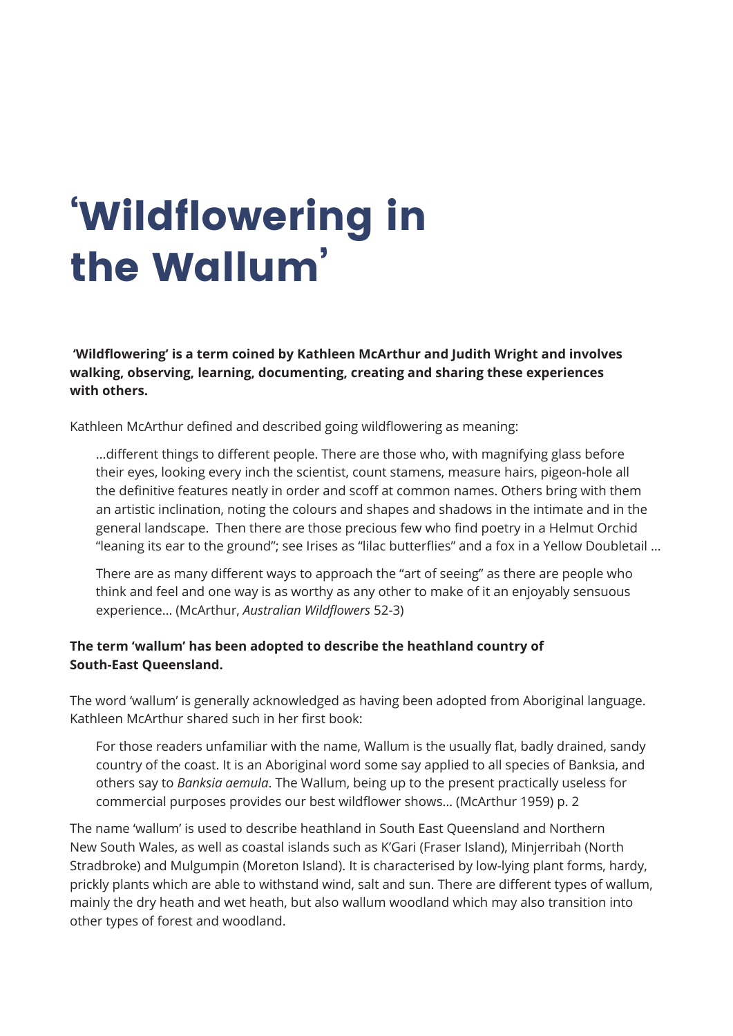# ‘Wildflowering in the Wallum’

**‘Wildflowering’ is a term coined by Kathleen McArthur and Judith Wright and involves walking, observing, learning, documenting, creating and sharing these experiences with others.**

Kathleen McArthur defined and described going wildflowering as meaning:

> …different things to different people. There are those who, with magnifying glass before their eyes, looking every inch the scientist, count stamens, measure hairs, pigeon-hole all the definitive features neatly in order and scoff at common names. Others bring with them an artistic inclination, noting the colours and shapes and shadows in the intimate and in the general landscape. Then there are those precious few who find poetry in a Helmut Orchid “leaning its ear to the ground”; see Irises as “lilac butterflies” and a fox in a Yellow Doubletail …
>
> There are as many different ways to approach the “art of seeing” as there are people who think and feel and one way is as worthy as any other to make of it an enjoyably sensuous experience… (McArthur, *Australian Wildflowers* 52-3)

**The term ‘wallum’ has been adopted to describe the heathland country of South-East Queensland.**

The word ‘wallum’ is generally acknowledged as having been adopted from Aboriginal language. Kathleen McArthur shared such in her first book:

> For those readers unfamiliar with the name, Wallum is the usually flat, badly drained, sandy country of the coast. It is an Aboriginal word some say applied to all species of Banksia, and others say to *Banksia aemula*. The Wallum, being up to the present practically useless for commercial purposes provides our best wildflower shows… (McArthur 1959) p. 2

The name ‘wallum’ is used to describe heathland in South East Queensland and Northern New South Wales, as well as coastal islands such as K’Gari (Fraser Island), Minjerribah (North Stradbroke) and Mulgumpin (Moreton Island). It is characterised by low-lying plant forms, hardy, prickly plants which are able to withstand wind, salt and sun. There are different types of wallum, mainly the dry heath and wet heath, but also wallum woodland which may also transition into other types of forest and woodland.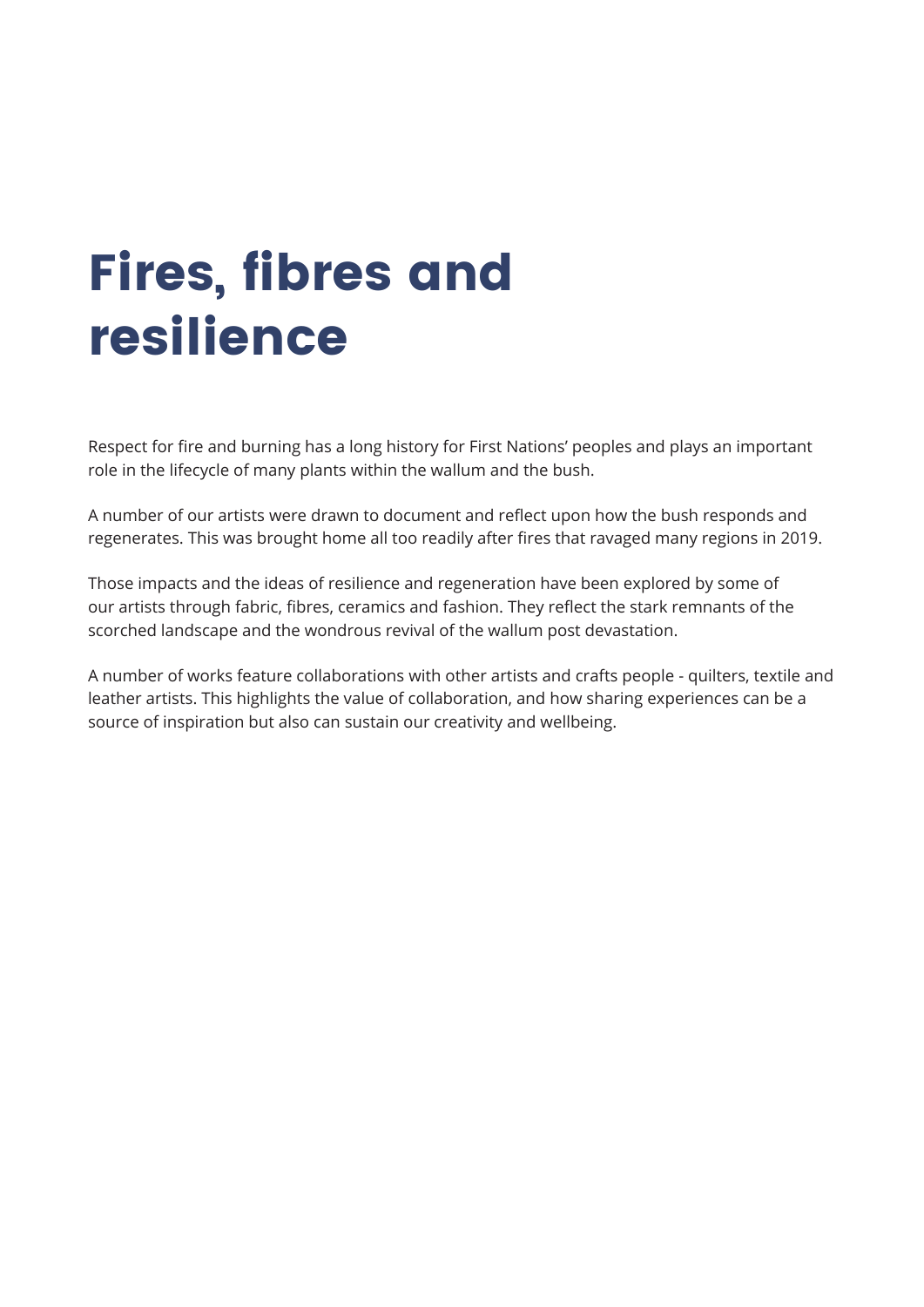# Fires, fibres and resilience

Respect for fire and burning has a long history for First Nations' peoples and plays an important role in the lifecycle of many plants within the wallum and the bush.

A number of our artists were drawn to document and reflect upon how the bush responds and regenerates. This was brought home all too readily after fires that ravaged many regions in 2019.

Those impacts and the ideas of resilience and regeneration have been explored by some of our artists through fabric, fibres, ceramics and fashion. They reflect the stark remnants of the scorched landscape and the wondrous revival of the wallum post devastation.

A number of works feature collaborations with other artists and crafts people - quilters, textile and leather artists. This highlights the value of collaboration, and how sharing experiences can be a source of inspiration but also can sustain our creativity and wellbeing.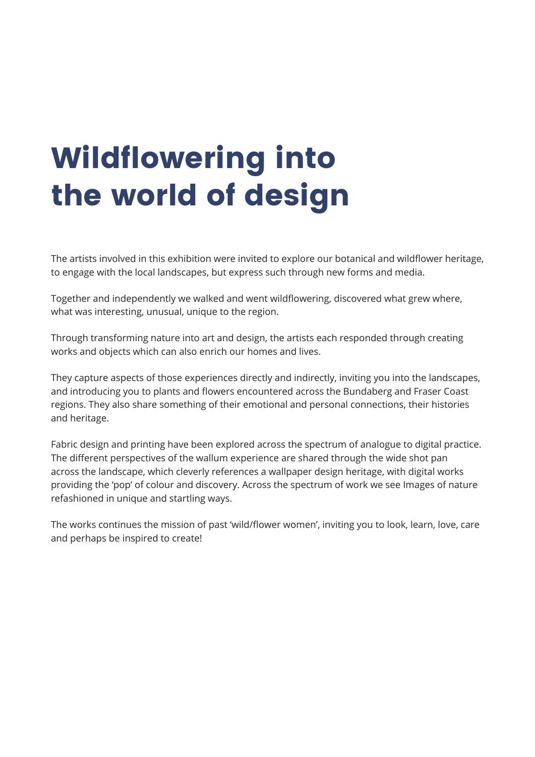# Wildflowering into the world of design

The artists involved in this exhibition were invited to explore our botanical and wildflower heritage, to engage with the local landscapes, but express such through new forms and media.

Together and independently we walked and went wildflowering, discovered what grew where, what was interesting, unusual, unique to the region.

Through transforming nature into art and design, the artists each responded through creating works and objects which can also enrich our homes and lives.

They capture aspects of those experiences directly and indirectly, inviting you into the landscapes, and introducing you to plants and flowers encountered across the Bundaberg and Fraser Coast regions. They also share something of their emotional and personal connections, their histories and heritage.

Fabric design and printing have been explored across the spectrum of analogue to digital practice. The different perspectives of the wallum experience are shared through the wide shot pan across the landscape, which cleverly references a wallpaper design heritage, with digital works providing the 'pop' of colour and discovery. Across the spectrum of work we see Images of nature refashioned in unique and startling ways.

The works continues the mission of past 'wild/flower women', inviting you to look, learn, love, care and perhaps be inspired to create!